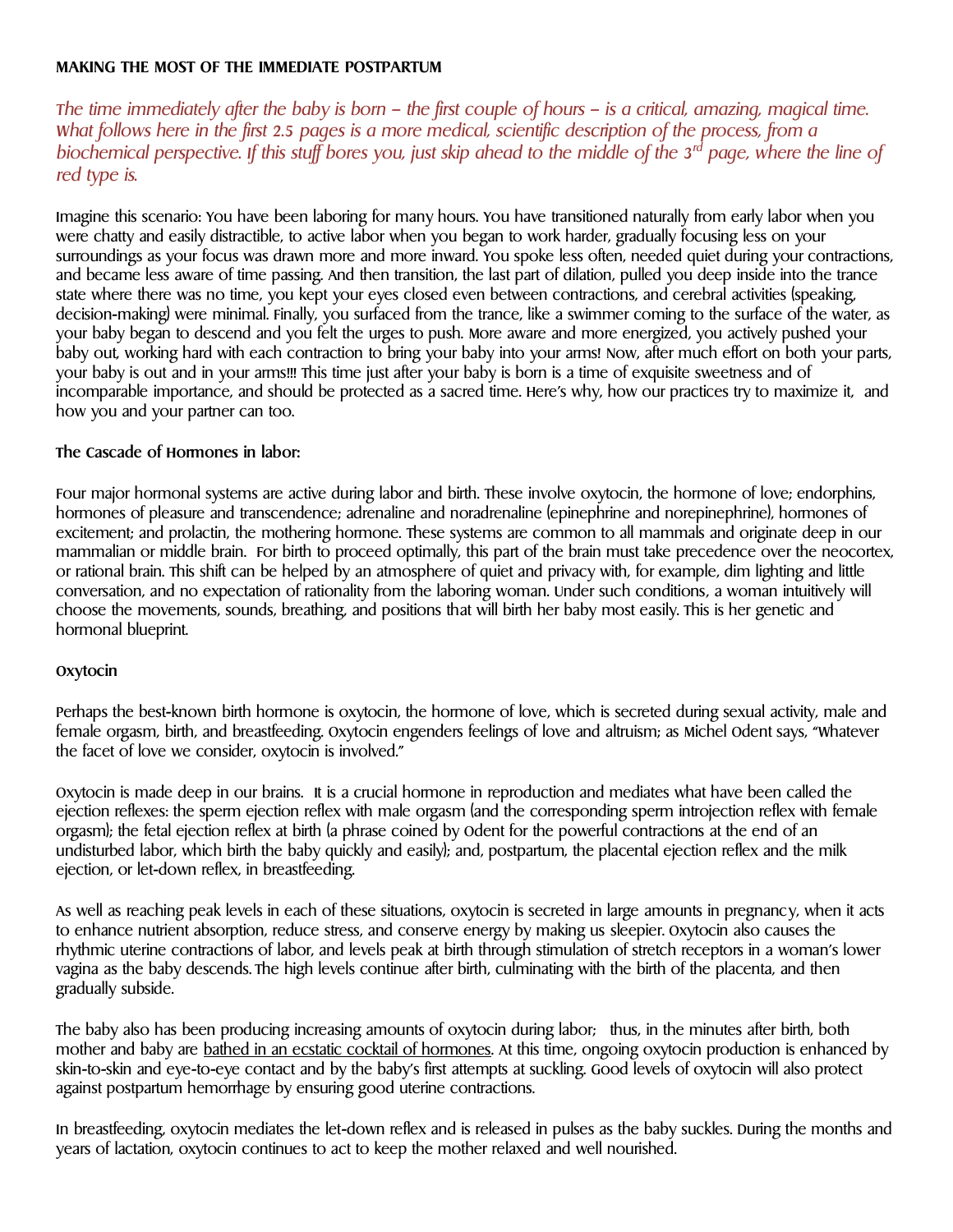**MAKING THE MOST OF THE IMMEDIATE POSTPARTUM**

*The time immediately after the baby is born – the first couple of hours – is a critical, amazing, magical time. What follows here in the first 2.5 pages is a more medical, scientific description of the process, from a biochemical perspective. If this stuff bores you, just skip ahead to the middle of the 3rd page, where the line of red type is.*

Imagine this scenario: You have been laboring for many hours. You have transitioned naturally from early labor when you were chatty and easily distractible, to active labor when you began to work harder, gradually focusing less on your surroundings as your focus was drawn more and more inward. You spoke less often, needed quiet during your contractions, and became less aware of time passing. And then transition, the last part of dilation, pulled you deep inside into the trance state where there was no time, you kept your eyes closed even between contractions, and cerebral activities (speaking, decision-making) were minimal. Finally, you surfaced from the trance, like a swimmer coming to the surface of the water, as your baby began to descend and you felt the urges to push. More aware and more energized, you actively pushed your baby out, working hard with each contraction to bring your baby into your arms! Now, after much effort on both your parts, your baby is out and in your arms!!! This time just after your baby is born is a time of exquisite sweetness and of incomparable importance, and should be protected as a sacred time. Here's why, how our practices try to maximize it, and how you and your partner can too.

**The Cascade of Hormones in labor:**

Four major hormonal systems are active during labor and birth. These involve oxytocin, the hormone of love; endorphins, hormones of pleasure and transcendence; adrenaline and noradrenaline (epinephrine and norepinephrine), hormones of excitement; and prolactin, the mothering hormone. These systems are common to all mammals and originate deep in our mammalian or middle brain. For birth to proceed optimally, this part of the brain must take precedence over the neocortex, or rational brain. This shift can be helped by an atmosphere of quiet and privacy with, for example, dim lighting and little conversation, and no expectation of rationality from the laboring woman. Under such conditions, a woman intuitively will choose the movements, sounds, breathing, and positions that will birth her baby most easily. This is her genetic and hormonal blueprint.

**Oxytocin**

Perhaps the best-known birth hormone is oxytocin, the hormone of love, which is secreted during sexual activity, male and female orgasm, birth, and breastfeeding. Oxytocin engenders feelings of love and altruism; as Michel Odent says, "Whatever the facet of love we consider, oxytocin is involved."

Oxytocin is made deep in our brains. It is a crucial hormone in reproduction and mediates what have been called the ejection reflexes: the sperm ejection reflex with male orgasm (and the corresponding sperm introjection reflex with female orgasm); the fetal ejection reflex at birth (a phrase coined by Odent for the powerful contractions at the end of an undisturbed labor, which birth the baby quickly and easily); and, postpartum, the placental ejection reflex and the milk ejection, or let-down reflex, in breastfeeding.

As well as reaching peak levels in each of these situations, oxytocin is secreted in large amounts in pregnancy, when it acts to enhance nutrient absorption, reduce stress, and conserve energy by making us sleepier. Oxytocin also causes the rhythmic uterine contractions of labor, and levels peak at birth through stimulation of stretch receptors in a woman's lower vagina as the baby descends. The high levels continue after birth, culminating with the birth of the placenta, and then gradually subside.

The baby also has been producing increasing amounts of oxytocin during labor; thus, in the minutes after birth, both mother and baby are bathed in an ecstatic cocktail of hormones. At this time, ongoing oxytocin production is enhanced by skin-to-skin and eye-to-eye contact and by the baby's first attempts at suckling. Good levels of oxytocin will also protect against postpartum hemorrhage by ensuring good uterine contractions.

In breastfeeding, oxytocin mediates the let-down reflex and is released in pulses as the baby suckles. During the months and years of lactation, oxytocin continues to act to keep the mother relaxed and well nourished.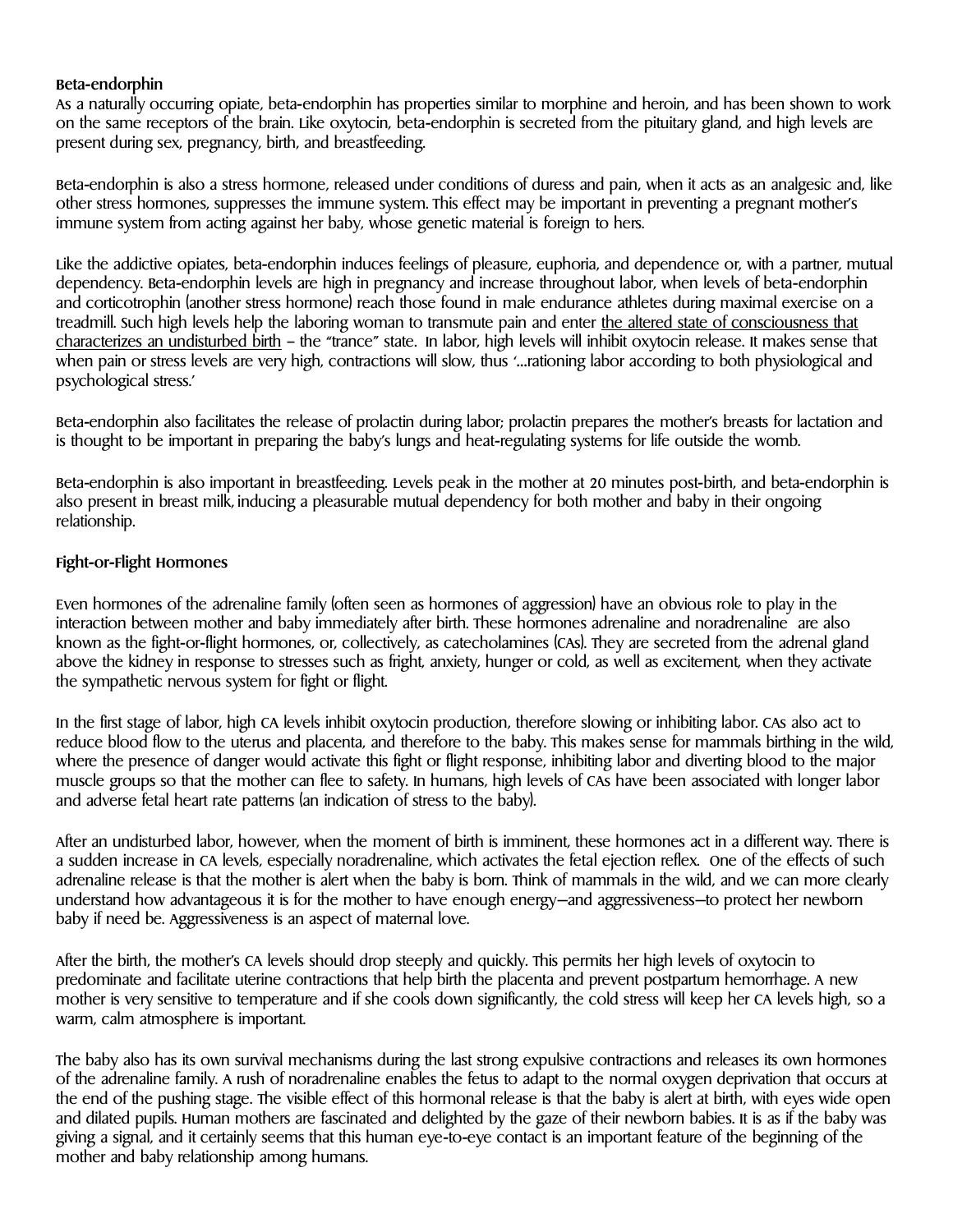**Beta-endorphin**

As a naturally occurring opiate, beta-endorphin has properties similar to morphine and heroin, and has been shown to work on the same receptors of the brain. Like oxytocin, beta-endorphin is secreted from the pituitary gland, and high levels are present during sex, pregnancy, birth, and breastfeeding.

Beta-endorphin is also a stress hormone, released under conditions of duress and pain, when it acts as an analgesic and, like other stress hormones, suppresses the immune system. This effect may be important in preventing a pregnant mother's immune system from acting against her baby, whose genetic material is foreign to hers.

Like the addictive opiates, beta-endorphin induces feelings of pleasure, euphoria, and dependence or, with a partner, mutual dependency. Beta-endorphin levels are high in pregnancy and increase throughout labor, when levels of beta-endorphin and corticotrophin (another stress hormone) reach those found in male endurance athletes during maximal exercise on a treadmill. Such high levels help the laboring woman to transmute pain and enter the altered state of consciousness that characterizes an undisturbed birth – the "trance" state. In labor, high levels will inhibit oxytocin release. It makes sense that when pain or stress levels are very high, contractions will slow, thus '...rationing labor according to both physiological and psychological stress.'

Beta-endorphin also facilitates the release of prolactin during labor; prolactin prepares the mother's breasts for lactation and is thought to be important in preparing the baby's lungs and heat-regulating systems for life outside the womb.

Beta-endorphin is also important in breastfeeding. Levels peak in the mother at 20 minutes post-birth, and beta-endorphin is also present in breast milk, inducing a pleasurable mutual dependency for both mother and baby in their ongoing relationship.

**Fight-or-Flight Hormones**

Even hormones of the adrenaline family (often seen as hormones of aggression) have an obvious role to play in the interaction between mother and baby immediately after birth. These hormones adrenaline and noradrenaline are also known as the fight-or-flight hormones, or, collectively, as catecholamines (CAs). They are secreted from the adrenal gland above the kidney in response to stresses such as fright, anxiety, hunger or cold, as well as excitement, when they activate the sympathetic nervous system for fight or flight.

In the first stage of labor, high CA levels inhibit oxytocin production, therefore slowing or inhibiting labor. CAs also act to reduce blood flow to the uterus and placenta, and therefore to the baby. This makes sense for mammals birthing in the wild, where the presence of danger would activate this fight or flight response, inhibiting labor and diverting blood to the major muscle groups so that the mother can flee to safety. In humans, high levels of CAs have been associated with longer labor and adverse fetal heart rate patterns (an indication of stress to the baby).

After an undisturbed labor, however, when the moment of birth is imminent, these hormones act in a different way. There is a sudden increase in CA levels, especially noradrenaline, which activates the fetal ejection reflex. One of the effects of such adrenaline release is that the mother is alert when the baby is born. Think of mammals in the wild, and we can more clearly understand how advantageous it is for the mother to have enough energy—and aggressiveness—to protect her newborn baby if need be. Aggressiveness is an aspect of maternal love.

After the birth, the mother's CA levels should drop steeply and quickly. This permits her high levels of oxytocin to predominate and facilitate uterine contractions that help birth the placenta and prevent postpartum hemorrhage. A new mother is very sensitive to temperature and if she cools down significantly, the cold stress will keep her CA levels high, so a warm, calm atmosphere is important.

The baby also has its own survival mechanisms during the last strong expulsive contractions and releases its own hormones of the adrenaline family. A rush of noradrenaline enables the fetus to adapt to the normal oxygen deprivation that occurs at the end of the pushing stage. The visible effect of this hormonal release is that the baby is alert at birth, with eyes wide open and dilated pupils. Human mothers are fascinated and delighted by the gaze of their newborn babies. It is as if the baby was giving a signal, and it certainly seems that this human eye-to-eye contact is an important feature of the beginning of the mother and baby relationship among humans.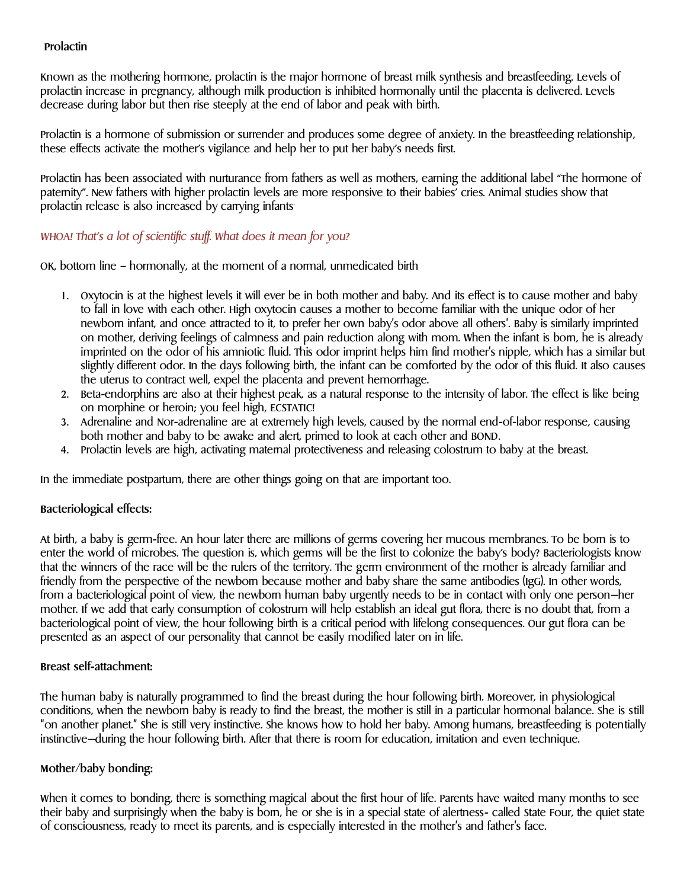**Prolactin**

Known as the mothering hormone, prolactin is the major hormone of breast milk synthesis and breastfeeding. Levels of prolactin increase in pregnancy, although milk production is inhibited hormonally until the placenta is delivered. Levels decrease during labor but then rise steeply at the end of labor and peak with birth.

Prolactin is a hormone of submission or surrender and produces some degree of anxiety. In the breastfeeding relationship, these effects activate the mother's vigilance and help her to put her baby's needs first.

Prolactin has been associated with nurturance from fathers as well as mothers, earning the additional label "The hormone of paternity". New fathers with higher prolactin levels are more responsive to their babies' cries. Animal studies show that prolactin release is also increased by carrying infants.

*WHOA! That's a lot of scientific stuff. What does it mean for you?*

OK, bottom line – hormonally, at the moment of a normal, unmedicated birth

1. Oxytocin is at the highest levels it will ever be in both mother and baby. And its effect is to cause mother and baby to fall in love with each other. High oxytocin causes a mother to become familiar with the unique odor of her newborn infant, and once attracted to it, to prefer her own baby's odor above all others'. Baby is similarly imprinted on mother, deriving feelings of calmness and pain reduction along with mom. When the infant is born, he is already imprinted on the odor of his amniotic fluid. This odor imprint helps him find mother's nipple, which has a similar but slightly different odor. In the days following birth, the infant can be comforted by the odor of this fluid. It also causes the uterus to contract well, expel the placenta and prevent hemorrhage.
2. Beta-endorphins are also at their highest peak, as a natural response to the intensity of labor. The effect is like being on morphine or heroin; you feel high, ECSTATIC!
3. Adrenaline and Nor-adrenaline are at extremely high levels, caused by the normal end-of-labor response, causing both mother and baby to be awake and alert, primed to look at each other and BOND.
4. Prolactin levels are high, activating maternal protectiveness and releasing colostrum to baby at the breast.

In the immediate postpartum, there are other things going on that are important too.

**Bacteriological effects:**

At birth, a baby is germ-free. An hour later there are millions of germs covering her mucous membranes. To be born is to enter the world of microbes. The question is, which germs will be the first to colonize the baby's body? Bacteriologists know that the winners of the race will be the rulers of the territory. The germ environment of the mother is already familiar and friendly from the perspective of the newborn because mother and baby share the same antibodies (IgG). In other words, from a bacteriological point of view, the newborn human baby urgently needs to be in contact with only one person—her mother. If we add that early consumption of colostrum will help establish an ideal gut flora, there is no doubt that, from a bacteriological point of view, the hour following birth is a critical period with lifelong consequences. Our gut flora can be presented as an aspect of our personality that cannot be easily modified later on in life.

**Breast self-attachment:**

The human baby is naturally programmed to find the breast during the hour following birth. Moreover, in physiological conditions, when the newborn baby is ready to find the breast, the mother is still in a particular hormonal balance. She is still "on another planet." She is still very instinctive. She knows how to hold her baby. Among humans, breastfeeding is potentially instinctive—during the hour following birth. After that there is room for education, imitation and even technique.

**Mother/baby bonding:**

When it comes to bonding, there is something magical about the first hour of life. Parents have waited many months to see their baby and surprisingly when the baby is born, he or she is in a special state of alertness- called State Four, the quiet state of consciousness, ready to meet its parents, and is especially interested in the mother's and father's face.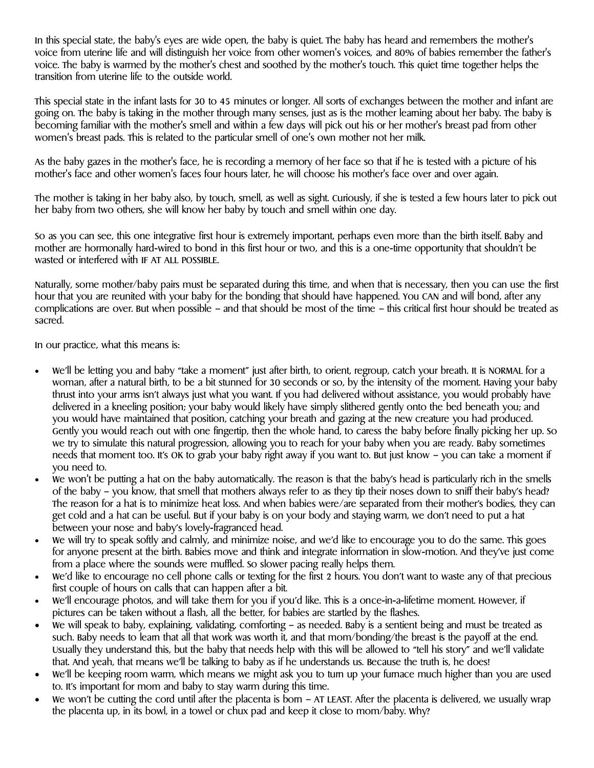In this special state, the baby's eyes are wide open, the baby is quiet. The baby has heard and remembers the mother's voice from uterine life and will distinguish her voice from other women's voices, and 80% of babies remember the father's voice. The baby is warmed by the mother's chest and soothed by the mother's touch. This quiet time together helps the transition from uterine life to the outside world.

This special state in the infant lasts for 30 to 45 minutes or longer. All sorts of exchanges between the mother and infant are going on. The baby is taking in the mother through many senses, just as is the mother learning about her baby. The baby is becoming familiar with the mother's smell and within a few days will pick out his or her mother's breast pad from other women's breast pads. This is related to the particular smell of one's own mother not her milk.

As the baby gazes in the mother's face, he is recording a memory of her face so that if he is tested with a picture of his mother's face and other women's faces four hours later, he will choose his mother's face over and over again.

The mother is taking in her baby also, by touch, smell, as well as sight. Curiously, if she is tested a few hours later to pick out her baby from two others, she will know her baby by touch and smell within one day.

So as you can see, this one integrative first hour is extremely important, perhaps even more than the birth itself. Baby and mother are hormonally hard-wired to bond in this first hour or two, and this is a one-time opportunity that shouldn't be wasted or interfered with IF AT ALL POSSIBLE.

Naturally, some mother/baby pairs must be separated during this time, and when that is necessary, then you can use the first hour that you are reunited with your baby for the bonding that should have happened. You CAN and will bond, after any complications are over. But when possible – and that should be most of the time – this critical first hour should be treated as sacred.

In our practice, what this means is:

- We'll be letting you and baby "take a moment" just after birth, to orient, regroup, catch your breath. It is NORMAL for a woman, after a natural birth, to be a bit stunned for 30 seconds or so, by the intensity of the moment. Having your baby thrust into your arms isn't always just what you want. If you had delivered without assistance, you would probably have delivered in a kneeling position; your baby would likely have simply slithered gently onto the bed beneath you; and you would have maintained that position, catching your breath and gazing at the new creature you had produced. Gently you would reach out with one fingertip, then the whole hand, to caress the baby before finally picking her up. So we try to simulate this natural progression, allowing you to reach for your baby when you are ready. Baby sometimes needs that moment too. It's OK to grab your baby right away if you want to. But just know – you can take a moment if you need to.
- We won't be putting a hat on the baby automatically. The reason is that the baby's head is particularly rich in the smells of the baby – you know, that smell that mothers always refer to as they tip their noses down to sniff their baby's head? The reason for a hat is to minimize heat loss. And when babies were/are separated from their mother's bodies, they can get cold and a hat can be useful. But if your baby is on your body and staying warm, we don't need to put a hat between your nose and baby's lovely-fragranced head.
- We will try to speak softly and calmly, and minimize noise, and we'd like to encourage you to do the same. This goes for anyone present at the birth. Babies move and think and integrate information in slow-motion. And they've just come from a place where the sounds were muffled. So slower pacing really helps them.
- We'd like to encourage no cell phone calls or texting for the first 2 hours. You don't want to waste any of that precious first couple of hours on calls that can happen after a bit.
- We'll encourage photos, and will take them for you if you'd like. This is a once-in-a-lifetime moment. However, if pictures can be taken without a flash, all the better, for babies are startled by the flashes.
- We will speak to baby, explaining, validating, comforting – as needed. Baby is a sentient being and must be treated as such. Baby needs to learn that all that work was worth it, and that mom/bonding/the breast is the payoff at the end. Usually they understand this, but the baby that needs help with this will be allowed to "tell his story" and we'll validate that. And yeah, that means we'll be talking to baby as if he understands us. Because the truth is, he does!
- We'll be keeping room warm, which means we might ask you to turn up your furnace much higher than you are used to. It's important for mom and baby to stay warm during this time.
- We won't be cutting the cord until after the placenta is born – AT LEAST. After the placenta is delivered, we usually wrap the placenta up, in its bowl, in a towel or chux pad and keep it close to mom/baby. Why?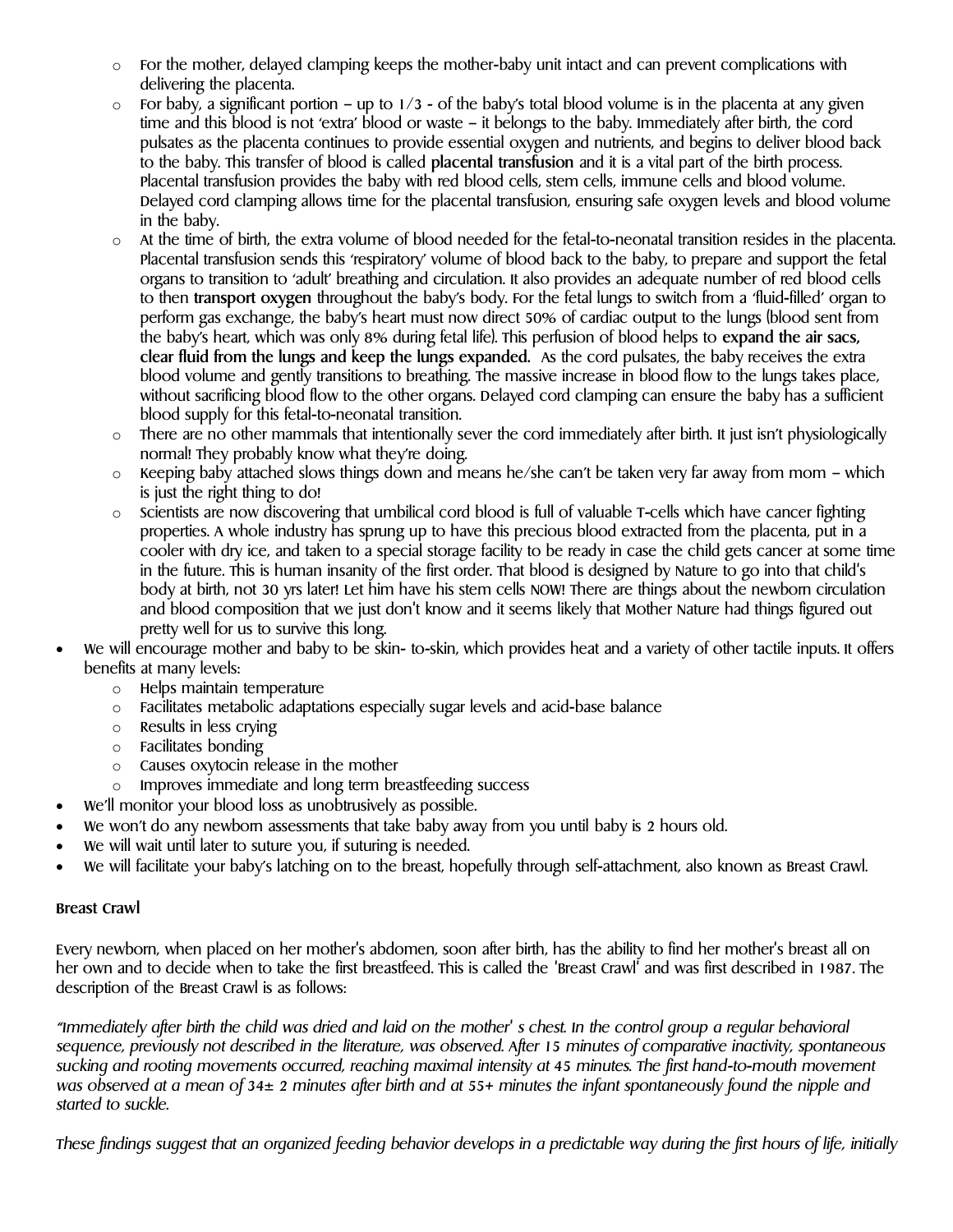- For the mother, delayed clamping keeps the mother-baby unit intact and can prevent complications with delivering the placenta.
  - For baby, a significant portion – up to 1/3 - of the baby's total blood volume is in the placenta at any given time and this blood is not 'extra' blood or waste – it belongs to the baby. Immediately after birth, the cord pulsates as the placenta continues to provide essential oxygen and nutrients, and begins to deliver blood back to the baby. This transfer of blood is called **placental transfusion** and it is a vital part of the birth process. Placental transfusion provides the baby with red blood cells, stem cells, immune cells and blood volume. Delayed cord clamping allows time for the placental transfusion, ensuring safe oxygen levels and blood volume in the baby.
  - At the time of birth, the extra volume of blood needed for the fetal-to-neonatal transition resides in the placenta. Placental transfusion sends this 'respiratory' volume of blood back to the baby, to prepare and support the fetal organs to transition to 'adult' breathing and circulation. It also provides an adequate number of red blood cells to then **transport oxygen** throughout the baby's body. For the fetal lungs to switch from a 'fluid-filled' organ to perform gas exchange, the baby's heart must now direct 50% of cardiac output to the lungs (blood sent from the baby's heart, which was only 8% during fetal life). This perfusion of blood helps to **expand the air sacs, clear fluid from the lungs and keep the lungs expanded.** As the cord pulsates, the baby receives the extra blood volume and gently transitions to breathing. The massive increase in blood flow to the lungs takes place, without sacrificing blood flow to the other organs. Delayed cord clamping can ensure the baby has a sufficient blood supply for this fetal-to-neonatal transition.
  - There are no other mammals that intentionally sever the cord immediately after birth. It just isn't physiologically normal! They probably know what they're doing.
  - Keeping baby attached slows things down and means he/she can't be taken very far away from mom – which is just the right thing to do!
  - Scientists are now discovering that umbilical cord blood is full of valuable T-cells which have cancer fighting properties. A whole industry has sprung up to have this precious blood extracted from the placenta, put in a cooler with dry ice, and taken to a special storage facility to be ready in case the child gets cancer at some time in the future. This is human insanity of the first order. That blood is designed by Nature to go into that child's body at birth, not 30 yrs later! Let him have his stem cells NOW! There are things about the newborn circulation and blood composition that we just don't know and it seems likely that Mother Nature had things figured out pretty well for us to survive this long.
- We will encourage mother and baby to be skin- to-skin, which provides heat and a variety of other tactile inputs. It offers benefits at many levels:
  - Helps maintain temperature
  - Facilitates metabolic adaptations especially sugar levels and acid-base balance
  - Results in less crying
  - Facilitates bonding
  - Causes oxytocin release in the mother
  - Improves immediate and long term breastfeeding success
- We'll monitor your blood loss as unobtrusively as possible.
- We won't do any newborn assessments that take baby away from you until baby is 2 hours old.
- We will wait until later to suture you, if suturing is needed.
- We will facilitate your baby's latching on to the breast, hopefully through self-attachment, also known as Breast Crawl.

**Breast Crawl**

Every newborn, when placed on her mother's abdomen, soon after birth, has the ability to find her mother's breast all on her own and to decide when to take the first breastfeed. This is called the 'Breast Crawl' and was first described in 1987. The description of the Breast Crawl is as follows:

*"Immediately after birth the child was dried and laid on the mother' s chest. In the control group a regular behavioral sequence, previously not described in the literature, was observed. After 15 minutes of comparative inactivity, spontaneous sucking and rooting movements occurred, reaching maximal intensity at 45 minutes. The first hand-to-mouth movement was observed at a mean of 34± 2 minutes after birth and at 55+ minutes the infant spontaneously found the nipple and started to suckle.*

*These findings suggest that an organized feeding behavior develops in a predictable way during the first hours of life, initially*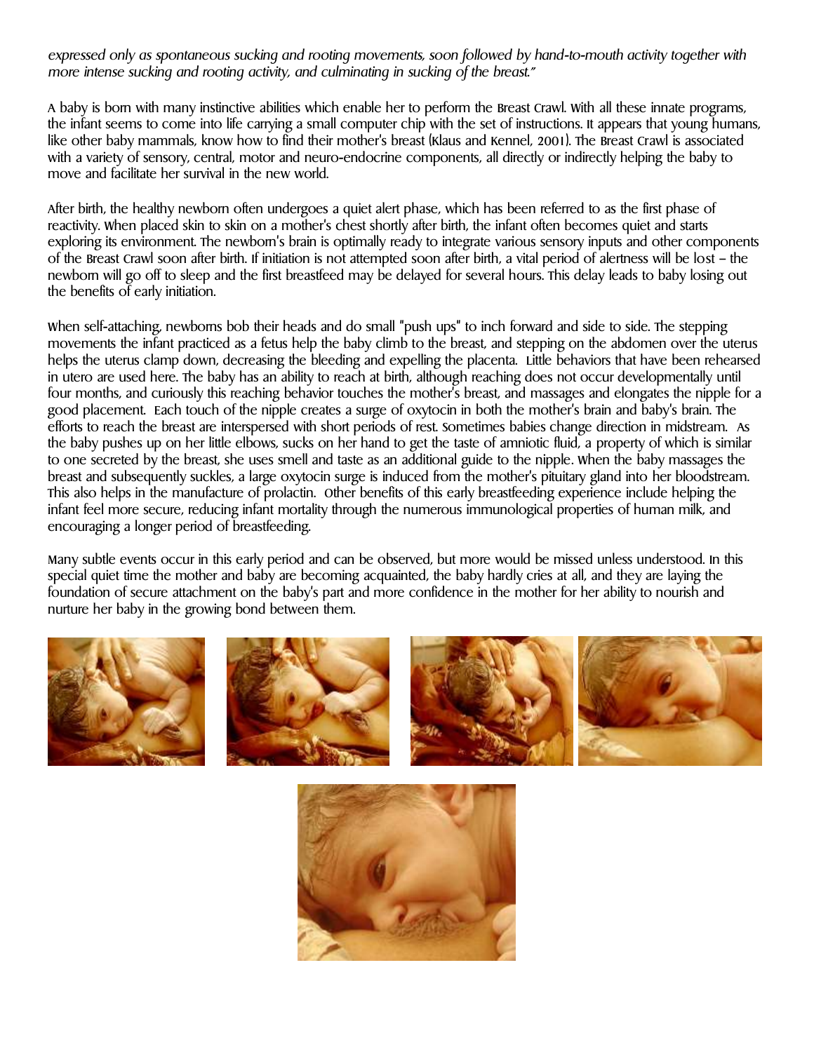*expressed only as spontaneous sucking and rooting movements, soon followed by hand-to-mouth activity together with more intense sucking and rooting activity, and culminating in sucking of the breast."*

A baby is born with many instinctive abilities which enable her to perform the Breast Crawl. With all these innate programs, the infant seems to come into life carrying a small computer chip with the set of instructions. It appears that young humans, like other baby mammals, know how to find their mother's breast (Klaus and Kennel, 2001). The Breast Crawl is associated with a variety of sensory, central, motor and neuro-endocrine components, all directly or indirectly helping the baby to move and facilitate her survival in the new world.

After birth, the healthy newborn often undergoes a quiet alert phase, which has been referred to as the first phase of reactivity. When placed skin to skin on a mother's chest shortly after birth, the infant often becomes quiet and starts exploring its environment. The newborn's brain is optimally ready to integrate various sensory inputs and other components of the Breast Crawl soon after birth. If initiation is not attempted soon after birth, a vital period of alertness will be lost – the newborn will go off to sleep and the first breastfeed may be delayed for several hours. This delay leads to baby losing out the benefits of early initiation.

When self-attaching, newborns bob their heads and do small "push ups" to inch forward and side to side. The stepping movements the infant practiced as a fetus help the baby climb to the breast, and stepping on the abdomen over the uterus helps the uterus clamp down, decreasing the bleeding and expelling the placenta. Little behaviors that have been rehearsed in utero are used here. The baby has an ability to reach at birth, although reaching does not occur developmentally until four months, and curiously this reaching behavior touches the mother's breast, and massages and elongates the nipple for a good placement. Each touch of the nipple creates a surge of oxytocin in both the mother's brain and baby's brain. The efforts to reach the breast are interspersed with short periods of rest. Sometimes babies change direction in midstream. As the baby pushes up on her little elbows, sucks on her hand to get the taste of amniotic fluid, a property of which is similar to one secreted by the breast, she uses smell and taste as an additional guide to the nipple. When the baby massages the breast and subsequently suckles, a large oxytocin surge is induced from the mother's pituitary gland into her bloodstream. This also helps in the manufacture of prolactin. Other benefits of this early breastfeeding experience include helping the infant feel more secure, reducing infant mortality through the numerous immunological properties of human milk, and encouraging a longer period of breastfeeding.

Many subtle events occur in this early period and can be observed, but more would be missed unless understood. In this special quiet time the mother and baby are becoming acquainted, the baby hardly cries at all, and they are laying the foundation of secure attachment on the baby's part and more confidence in the mother for her ability to nourish and nurture her baby in the growing bond between them.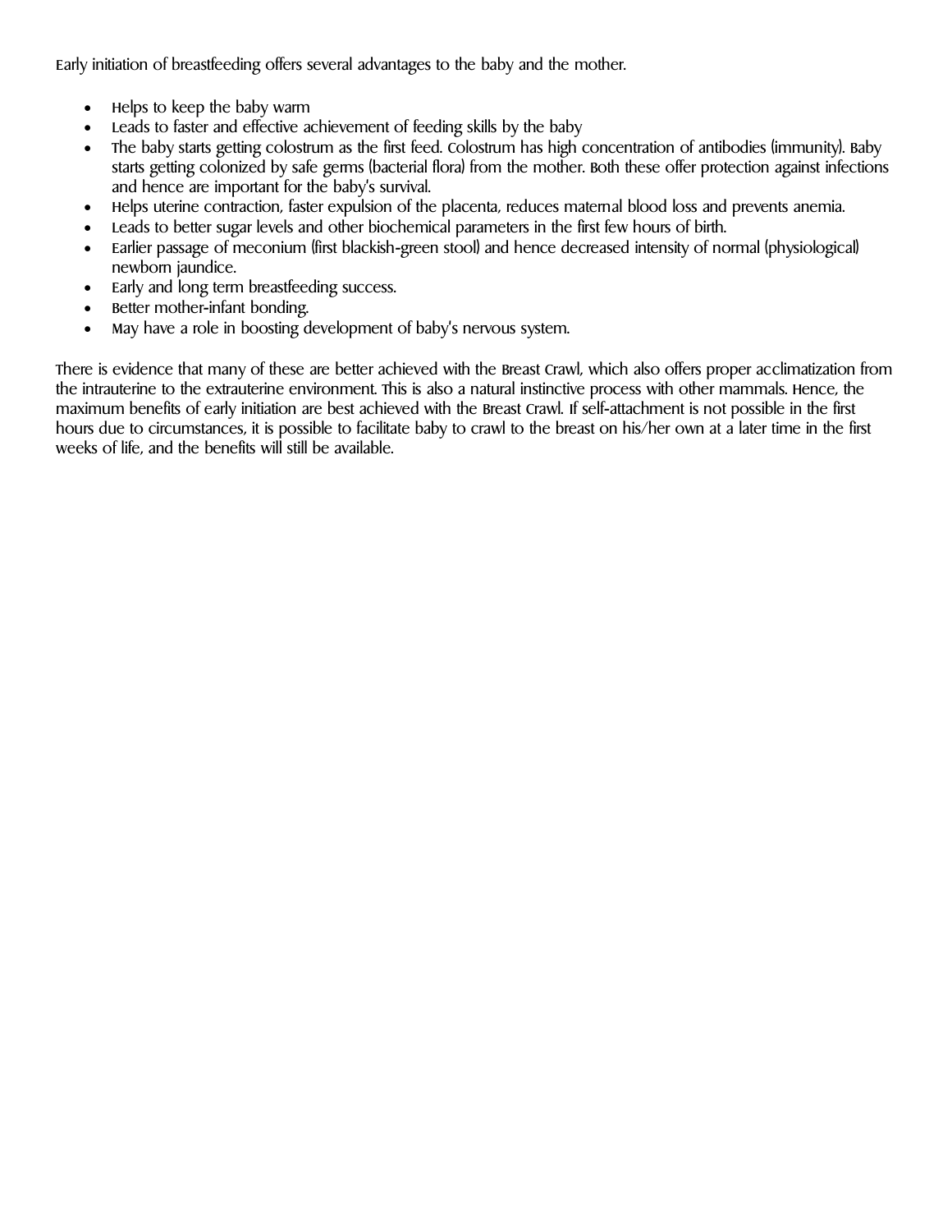Early initiation of breastfeeding offers several advantages to the baby and the mother.

- Helps to keep the baby warm
- Leads to faster and effective achievement of feeding skills by the baby
- The baby starts getting colostrum as the first feed. Colostrum has high concentration of antibodies (immunity). Baby starts getting colonized by safe germs (bacterial flora) from the mother. Both these offer protection against infections and hence are important for the baby's survival.
- Helps uterine contraction, faster expulsion of the placenta, reduces maternal blood loss and prevents anemia.
- Leads to better sugar levels and other biochemical parameters in the first few hours of birth.
- Earlier passage of meconium (first blackish-green stool) and hence decreased intensity of normal (physiological) newborn jaundice.
- Early and long term breastfeeding success.
- Better mother-infant bonding.
- May have a role in boosting development of baby's nervous system.

There is evidence that many of these are better achieved with the Breast Crawl, which also offers proper acclimatization from the intrauterine to the extrauterine environment. This is also a natural instinctive process with other mammals. Hence, the maximum benefits of early initiation are best achieved with the Breast Crawl. If self-attachment is not possible in the first hours due to circumstances, it is possible to facilitate baby to crawl to the breast on his/her own at a later time in the first weeks of life, and the benefits will still be available.